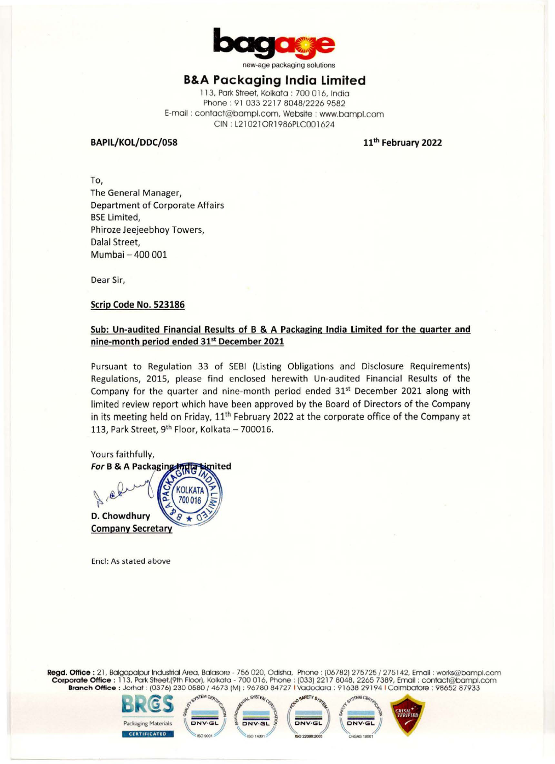bagage

new-age packaging solutions

# B&A Packaging India Limited

113, Park Street, Kolkata : 700 016, India
Phone : 91 033 2217 8048/2226 9582
E-mail : contact@bampl.com, Website : www.bampl.com
CIN : L21021OR1986PLC001624

**BAPIL/KOL/DDC/058** **11th February 2022**

To,
The General Manager,
Department of Corporate Affairs
BSE Limited,
Phiroze Jeejeebhoy Towers,
Dalal Street,
Mumbai – 400 001

Dear Sir,

**Scrip Code No. 523186**

**Sub: Un-audited Financial Results of B & A Packaging India Limited for the quarter and nine-month period ended 31st December 2021**

Pursuant to Regulation 33 of SEBI (Listing Obligations and Disclosure Requirements) Regulations, 2015, please find enclosed herewith Un-audited Financial Results of the Company for the quarter and nine-month period ended 31st December 2021 along with limited review report which have been approved by the Board of Directors of the Company in its meeting held on Friday, 11th February 2022 at the corporate office of the Company at 113, Park Street, 9th Floor, Kolkata – 700016.

Yours faithfully,
***For* B & A Packaging India Limited**

**D. Chowdhury**
**Company Secretary**

Encl: As stated above

**Regd. Office :** 21, Balgopalpur Industrial Area, Balasore - 756 020, Odisha, Phone : (06782) 275725 / 275142, Email : works@bampl.com
**Corporate Office :** 113, Park Street,(9th Floor), Kolkata - 700 016, Phone : (033) 2217 8048, 2265 7389, Email : contact@bampl.com
**Branch Office :** Jorhat : (0376) 230 0580 / 4673 (M) : 96780 84727 | Vadodara : 91638 29194 | Coimbatore : 98652 87933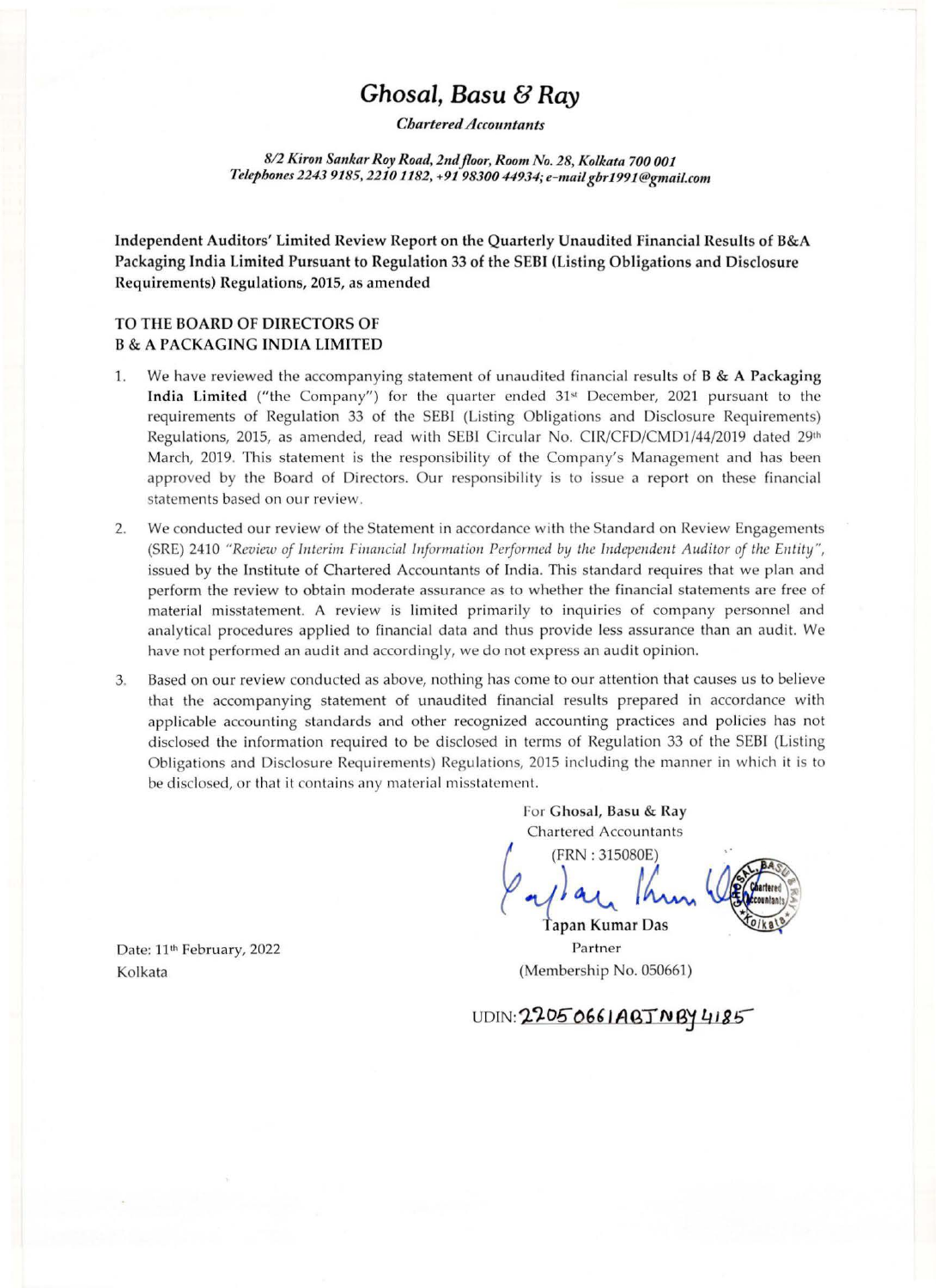# *Ghosal, Basu & Ray*

*Chartered Accountants*

*8/2 Kiron Sankar Roy Road, 2nd floor, Room No. 28, Kolkata 700 001*
*Telephones 2243 9185, 2210 1182, +91 98300 44934; e-mail gbr1991@gmail.com*

**Independent Auditors' Limited Review Report on the Quarterly Unaudited Financial Results of B&A Packaging India Limited Pursuant to Regulation 33 of the SEBI (Listing Obligations and Disclosure Requirements) Regulations, 2015, as amended**

**TO THE BOARD OF DIRECTORS OF**
**B & A PACKAGING INDIA LIMITED**

1. We have reviewed the accompanying statement of unaudited financial results of **B & A Packaging India Limited** ("the Company") for the quarter ended 31st December, 2021 pursuant to the requirements of Regulation 33 of the SEBI (Listing Obligations and Disclosure Requirements) Regulations, 2015, as amended, read with SEBI Circular No. CIR/CFD/CMD1/44/2019 dated 29th March, 2019. This statement is the responsibility of the Company's Management and has been approved by the Board of Directors. Our responsibility is to issue a report on these financial statements based on our review.

2. We conducted our review of the Statement in accordance with the Standard on Review Engagements (SRE) 2410 *"Review of Interim Financial Information Performed by the Independent Auditor of the Entity"*, issued by the Institute of Chartered Accountants of India. This standard requires that we plan and perform the review to obtain moderate assurance as to whether the financial statements are free of material misstatement. A review is limited primarily to inquiries of company personnel and analytical procedures applied to financial data and thus provide less assurance than an audit. We have not performed an audit and accordingly, we do not express an audit opinion.

3. Based on our review conducted as above, nothing has come to our attention that causes us to believe that the accompanying statement of unaudited financial results prepared in accordance with applicable accounting standards and other recognized accounting practices and policies has not disclosed the information required to be disclosed in terms of Regulation 33 of the SEBI (Listing Obligations and Disclosure Requirements) Regulations, 2015 including the manner in which it is to be disclosed, or that it contains any material misstatement.

For **Ghosal, Basu & Ray**
Chartered Accountants
(FRN : 315080E)

**Tapan Kumar Das**
Partner
(Membership No. 050661)

Date: 11th February, 2022
Kolkata

UDIN: 22050661ABJNBY4185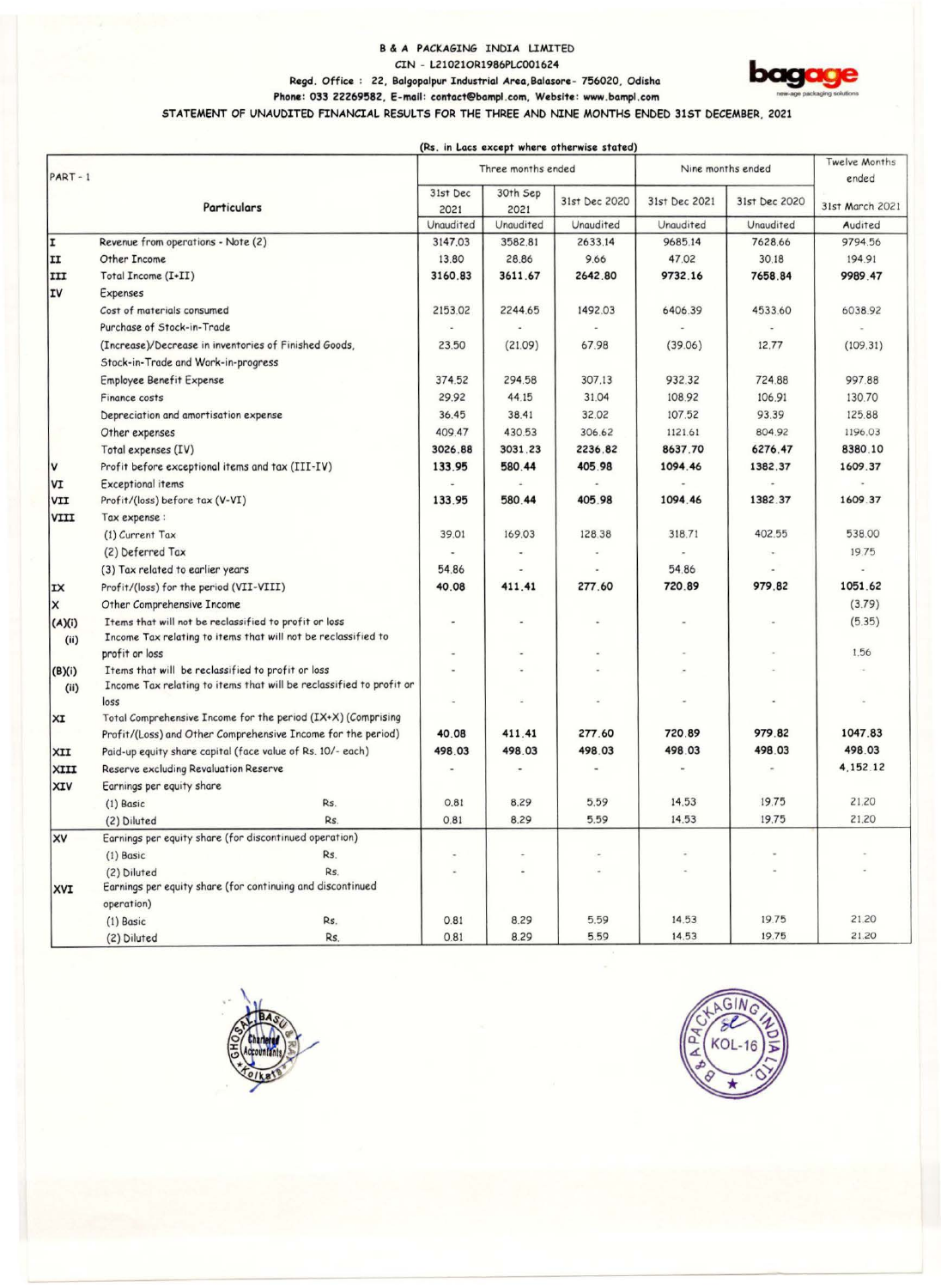# B & A PACKAGING INDIA LIMITED

CIN - L21021OR1986PLC001624

Regd. Office : 22, Balgopalpur Industrial Area, Balasore- 756020, Odisha

Phone: 033 22269582, E-mail: contact@bampl.com, Website: www.bampl.com

bagage — new-age packaging solutions

## STATEMENT OF UNAUDITED FINANCIAL RESULTS FOR THE THREE AND NINE MONTHS ENDED 31ST DECEMBER, 2021

(Rs. in Lacs except where otherwise stated)

| PART - 1 | | Three months ended | | | Nine months ended | | Twelve Months ended |
|---|---|---|---|---|---|---|---|
| | Particulars | 31st Dec 2021 | 30th Sep 2021 | 31st Dec 2020 | 31st Dec 2021 | 31st Dec 2020 | 31st March 2021 |
| | | Unaudited | Unaudited | Unaudited | Unaudited | Unaudited | Audited |
| I | Revenue from operations - Note (2) | 3147.03 | 3582.81 | 2633.14 | 9685.14 | 7628.66 | 9794.56 |
| II | Other Income | 13.80 | 28.86 | 9.66 | 47.02 | 30.18 | 194.91 |
| III | Total Income (I+II) | **3160.83** | **3611.67** | **2642.80** | **9732.16** | **7658.84** | **9989.47** |
| IV | Expenses | | | | | | |
| | Cost of materials consumed | 2153.02 | 2244.65 | 1492.03 | 6406.39 | 4533.60 | 6038.92 |
| | Purchase of Stock-in-Trade | - | - | - | - | - | - |
| | (Increase)/Decrease in inventories of Finished Goods, Stock-in-Trade and Work-in-progress | 23.50 | (21.09) | 67.98 | (39.06) | 12.77 | (109.31) |
| | Employee Benefit Expense | 374.52 | 294.58 | 307.13 | 932.32 | 724.88 | 997.88 |
| | Finance costs | 29.92 | 44.15 | 31.04 | 108.92 | 106.91 | 130.70 |
| | Depreciation and amortisation expense | 36.45 | 38.41 | 32.02 | 107.52 | 93.39 | 125.88 |
| | Other expenses | 409.47 | 430.53 | 306.62 | 1121.61 | 804.92 | 1196.03 |
| | Total expenses (IV) | **3026.88** | **3031.23** | **2236.82** | **8637.70** | **6276.47** | **8380.10** |
| V | Profit before exceptional items and tax (III-IV) | **133.95** | **580.44** | **405.98** | **1094.46** | **1382.37** | **1609.37** |
| VI | Exceptional items | - | - | - | - | - | - |
| VII | Profit/(loss) before tax (V-VI) | **133.95** | **580.44** | **405.98** | **1094.46** | **1382.37** | **1609.37** |
| VIII | Tax expense : | | | | | | |
| | (1) Current Tax | 39.01 | 169.03 | 128.38 | 318.71 | 402.55 | 538.00 |
| | (2) Deferred Tax | - | - | - | - | - | 19.75 |
| | (3) Tax related to earlier years | 54.86 | - | - | 54.86 | - | - |
| IX | Profit/(loss) for the period (VII-VIII) | **40.08** | **411.41** | **277.60** | **720.89** | **979.82** | **1051.62** |
| X | Other Comprehensive Income | | | | | | (3.79) |
| (A)(i) | Items that will not be reclassified to profit or loss | - | - | - | - | - | (5.35) |
| (ii) | Income Tax relating to items that will not be reclassified to profit or loss | - | - | - | - | - | 1.56 |
| (B)(i) | Items that will be reclassified to profit or loss | - | - | - | - | - | - |
| (ii) | Income Tax relating to items that will be reclassified to profit or loss | - | - | - | - | - | - |
| XI | Total Comprehensive Income for the period (IX+X) (Comprising Profit/(Loss) and Other Comprehensive Income for the period) | **40.08** | **411.41** | **277.60** | **720.89** | **979.82** | **1047.83** |
| XII | Paid-up equity share capital (face value of Rs. 10/- each) | **498.03** | **498.03** | **498.03** | **498.03** | **498.03** | **498.03** |
| XIII | Reserve excluding Revaluation Reserve | - | - | - | - | - | **4,152.12** |
| XIV | Earnings per equity share | | | | | | |
| | (1) Basic Rs. | 0.81 | 8.29 | 5.59 | 14.53 | 19.75 | 21.20 |
| | (2) Diluted Rs. | 0.81 | 8.29 | 5.59 | 14.53 | 19.75 | 21.20 |
| XV | Earnings per equity share (for discontinued operation) | | | | | | |
| | (1) Basic Rs. | - | - | - | - | - | - |
| | (2) Diluted Rs. | - | - | - | - | - | - |
| XVI | Earnings per equity share (for continuing and discontinued operation) | | | | | | |
| | (1) Basic Rs. | 0.81 | 8.29 | 5.59 | 14.53 | 19.75 | 21.20 |
| | (2) Diluted Rs. | 0.81 | 8.29 | 5.59 | 14.53 | 19.75 | 21.20 |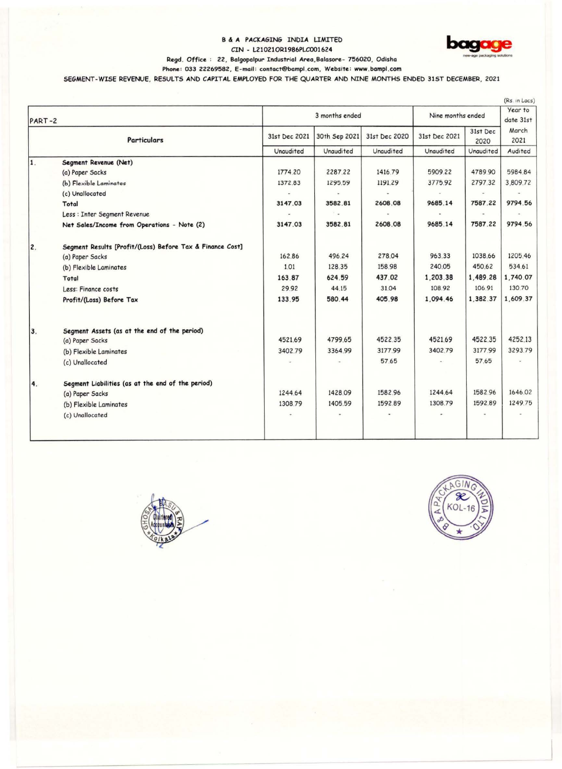**B & A PACKAGING INDIA LIMITED**

**CIN - L21021OR1986PLC001624**

**Regd. Office : 22, Balgopalpur Industrial Area,Balasore- 756020, Odisha**

**Phone: 033 22269582, E-mail: contact@bampl.com, Website: www.bampl.com**

**SEGMENT-WISE REVENUE, RESULTS AND CAPITAL EMPLOYED FOR THE QUARTER AND NINE MONTHS ENDED 31ST DECEMBER, 2021**

(Rs. in Lacs)

| PART -2 | | 3 months ended | | | Nine months ended | | Year to date 31st |
|---|---|---|---|---|---|---|---|
| | Particulars | 31st Dec 2021 | 30th Sep 2021 | 31st Dec 2020 | 31st Dec 2021 | 31st Dec 2020 | March 2021 |
| | | Unaudited | Unaudited | Unaudited | Unaudited | Unaudited | Audited |
| 1. | **Segment Revenue (Net)** | | | | | | |
| | (a) Paper Sacks | 1774.20 | 2287.22 | 1416.79 | 5909.22 | 4789.90 | 5984.84 |
| | (b) Flexible Laminates | 1372.83 | 1295.59 | 1191.29 | 3775.92 | 2797.32 | 3,809.72 |
| | (c) Unallocated | - | - | - | - | - | - |
| | **Total** | **3147.03** | **3582.81** | **2608.08** | **9685.14** | **7587.22** | **9794.56** |
| | Less : Inter Segment Revenue | - | - | - | - | - | - |
| | **Net Sales/Income from Operations - Note (2)** | **3147.03** | **3582.81** | **2608.08** | **9685.14** | **7587.22** | **9794.56** |
| 2. | **Segment Results [Profit/(Loss) Before Tax & Finance Cost]** | | | | | | |
| | (a) Paper Sacks | 162.86 | 496.24 | 278.04 | 963.33 | 1038.66 | 1205.46 |
| | (b) Flexible Laminates | 1.01 | 128.35 | 158.98 | 240.05 | 450.62 | 534.61 |
| | **Total** | **163.87** | **624.59** | **437.02** | **1,203.38** | **1,489.28** | **1,740.07** |
| | Less: Finance costs | 29.92 | 44.15 | 31.04 | 108.92 | 106.91 | 130.70 |
| | **Profit/(Loss) Before Tax** | **133.95** | **580.44** | **405.98** | **1,094.46** | **1,382.37** | **1,609.37** |
| 3. | **Segment Assets (as at the end of the period)** | | | | | | |
| | (a) Paper Sacks | 4521.69 | 4799.65 | 4522.35 | 4521.69 | 4522.35 | 4252.13 |
| | (b) Flexible Laminates | 3402.79 | 3364.99 | 3177.99 | 3402.79 | 3177.99 | 3293.79 |
| | (c) Unallocated | - | - | 57.65 | - | 57.65 | - |
| 4. | **Segment Liabilities (as at the end of the period)** | | | | | | |
| | (a) Paper Sacks | 1244.64 | 1428.09 | 1582.96 | 1244.64 | 1582.96 | 1646.02 |
| | (b) Flexible Laminates | 1308.79 | 1405.59 | 1592.89 | 1308.79 | 1592.89 | 1249.75 |
| | (c) Unallocated | - | - | - | - | - | - |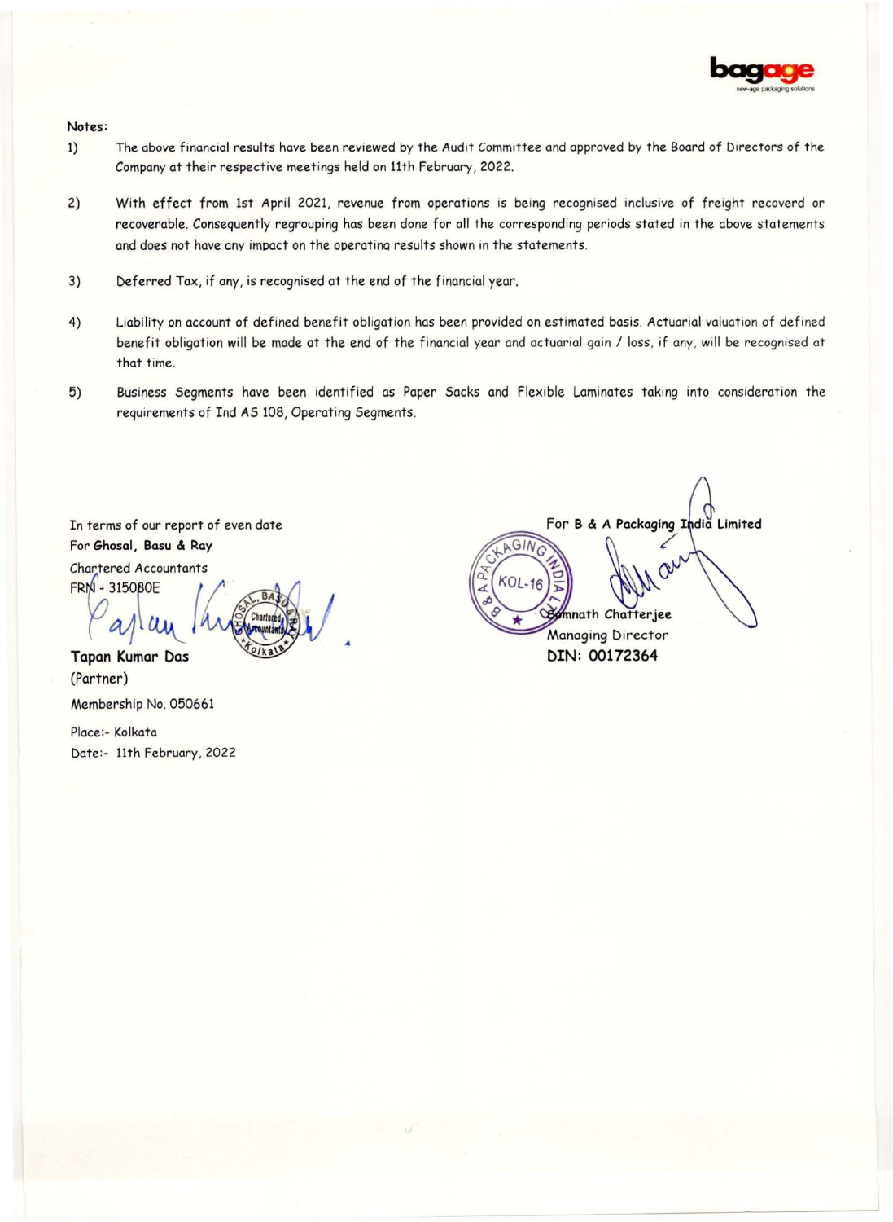**Notes:**

1) The above financial results have been reviewed by the Audit Committee and approved by the Board of Directors of the Company at their respective meetings held on 11th February, 2022.

2) With effect from 1st April 2021, revenue from operations is being recognised inclusive of freight recoverd or recoverable. Consequently regrouping has been done for all the corresponding periods stated in the above statements and does not have any impact on the operating results shown in the statements.

3) Deferred Tax, if any, is recognised at the end of the financial year.

4) Liability on account of defined benefit obligation has been provided on estimated basis. Actuarial valuation of defined benefit obligation will be made at the end of the financial year and actuarial gain / loss, if any, will be recognised at that time.

5) Business Segments have been identified as Paper Sacks and Flexible Laminates taking into consideration the requirements of Ind AS 108, Operating Segments.

In terms of our report of even date
For **Ghosal, Basu & Ray**
Chartered Accountants
FRN - 315080E

**Tapan Kumar Das**
(Partner)
Membership No. 050661

Place:- Kolkata
Date:- 11th February, 2022

For **B & A Packaging India Limited**

**Somnath Chatterjee**
Managing Director
**DIN: 00172364**